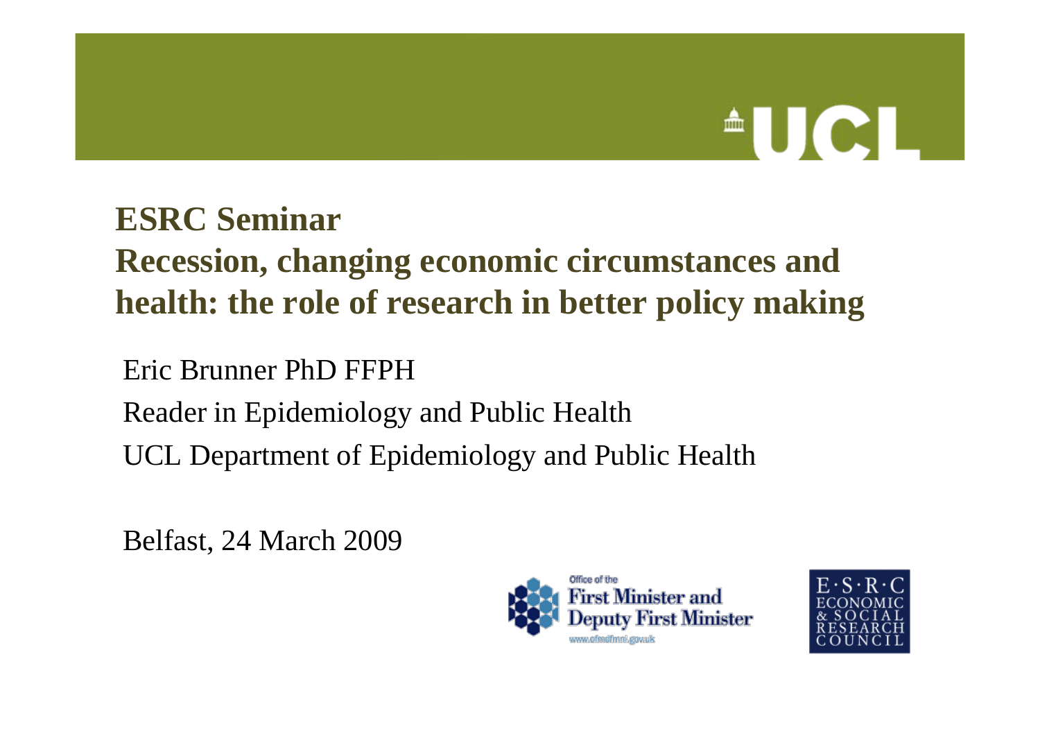# ESRC Seminar

## Recession, changing economic circumstances and health: the role of research in better policy making

Eric Brunner PhD FFPH

Reader in Epidemiology and Public Health

UCL Department of Epidemiology and Public Health

Belfast, 24 March 2009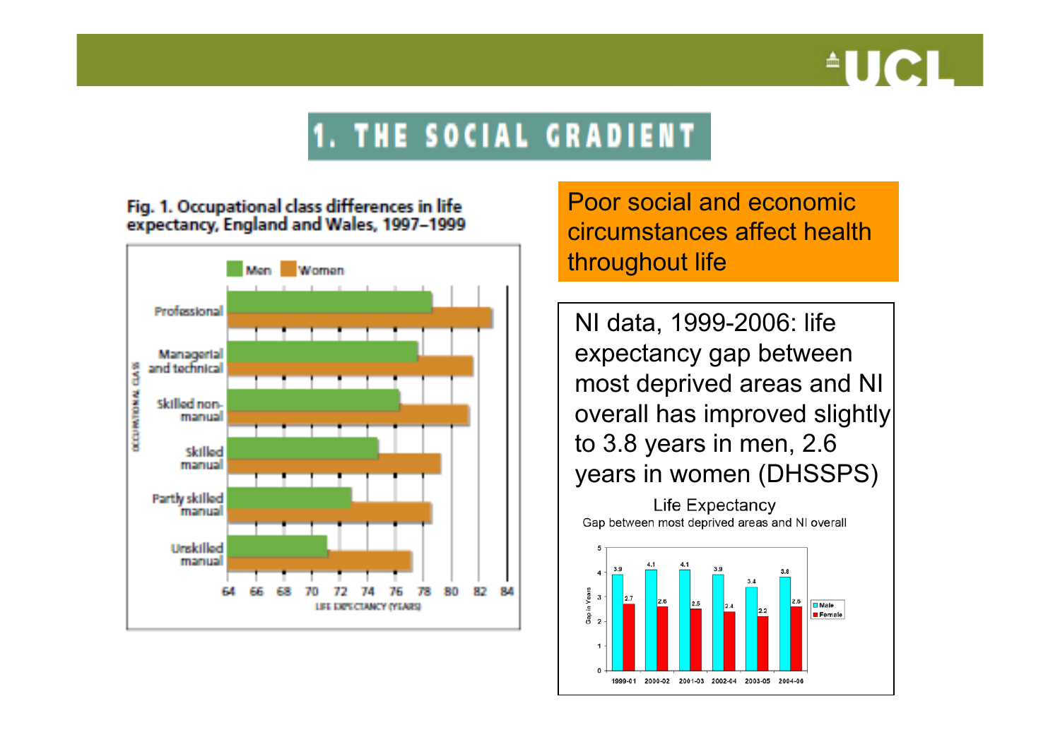# 1. THE SOCIAL GRADIENT

**Fig. 1. Occupational class differences in life expectancy, England and Wales, 1997–1999**

Poor social and economic circumstances affect health throughout life

NI data, 1999-2006: life expectancy gap between most deprived areas and NI overall has improved slightly to 3.8 years in men, 2.6 years in women (DHSSPS)

Life Expectancy

Gap between most deprived areas and NI overall

| | 1999-01 | 2000-02 | 2001-03 | 2002-04 | 2003-05 | 2004-06 |
|---|---|---|---|---|---|---|
| Male | 3.9 | 4.1 | 4.1 | 3.9 | 3.4 | 3.8 |
| Female | 2.7 | 2.6 | 2.5 | 2.4 | 2.2 | 2.6 |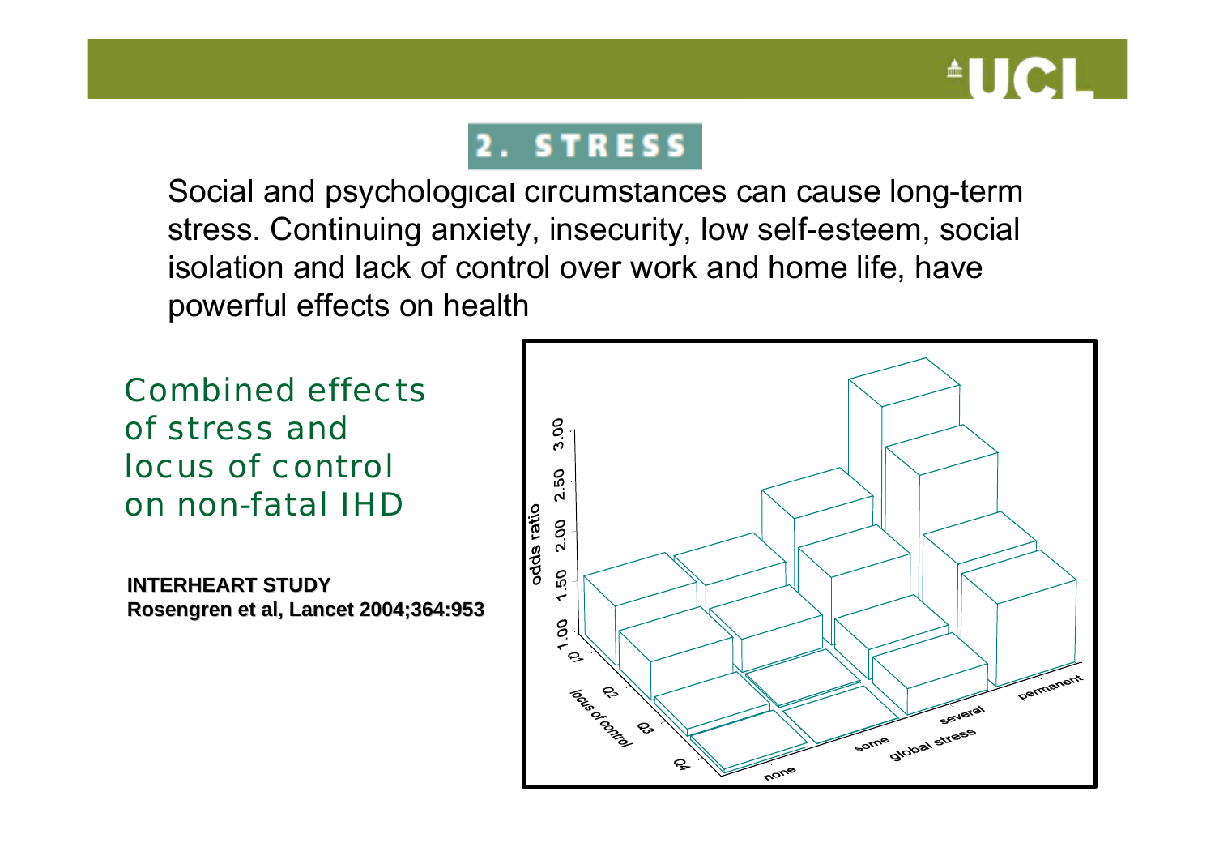# 2. STRESS

Social and psychological circumstances can cause long-term stress. Continuing anxiety, insecurity, low self-esteem, social isolation and lack of control over work and home life, have powerful effects on health

## Combined effects of stress and locus of control on non-fatal IHD

**INTERHEART STUDY**
**Rosengren et al, Lancet 2004;364:953**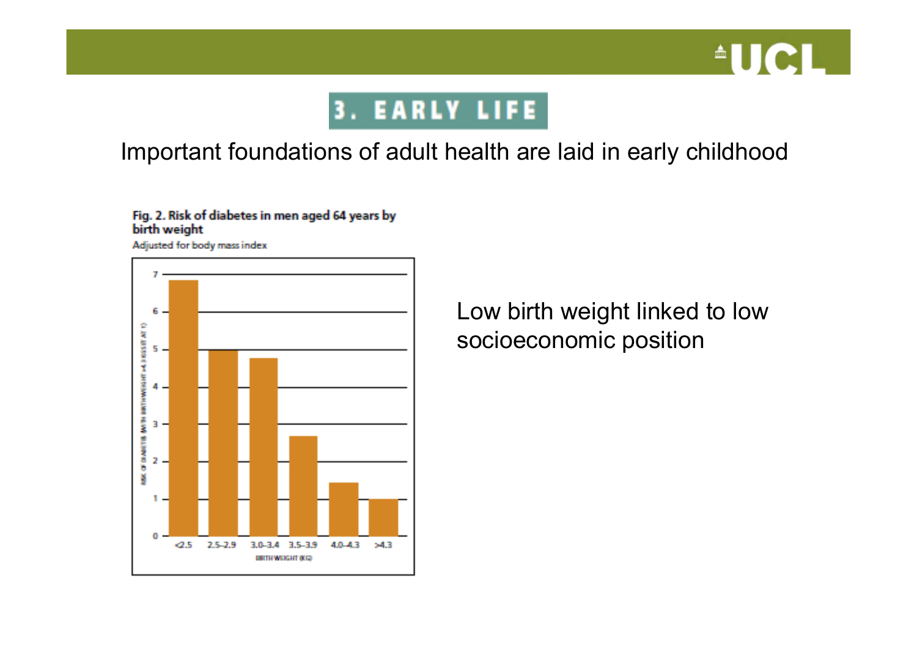# 3. EARLY LIFE

Important foundations of adult health are laid in early childhood

**Fig. 2. Risk of diabetes in men aged 64 years by birth weight**

Adjusted for body mass index

| Birth weight (kg) | Risk of diabetes (with birthweight >4.3 kg set at 1) |
|---|---|
| <2.5 | ~6.8 |
| 2.5–2.9 | ~5.0 |
| 3.0–3.4 | ~4.8 |
| 3.5–3.9 | ~2.7 |
| 4.0–4.3 | ~1.4 |
| >4.3 | 1 |

Low birth weight linked to low socioeconomic position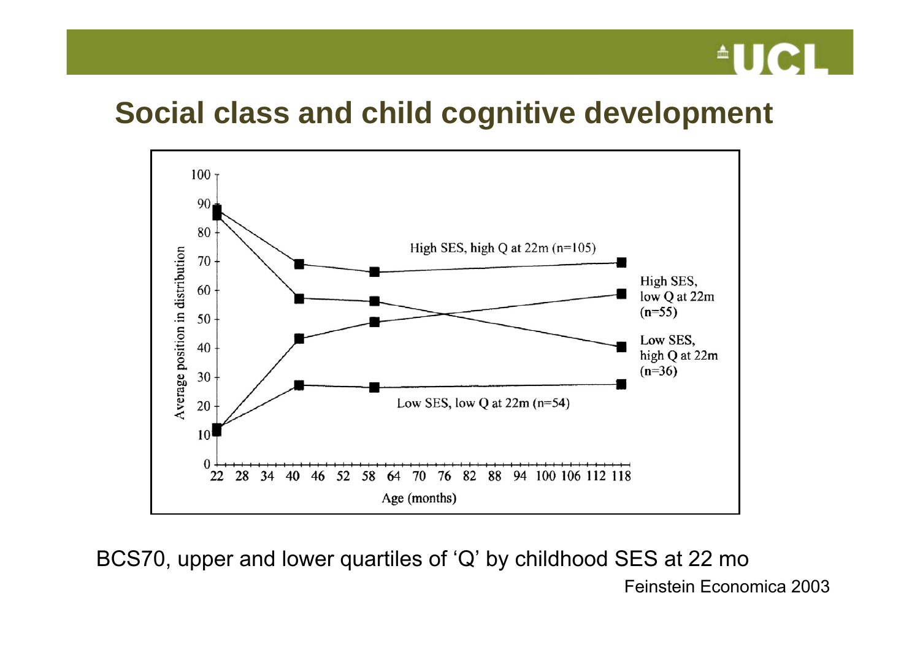# Social class and child cognitive development

BCS70, upper and lower quartiles of 'Q' by childhood SES at 22 mo

Feinstein Economica 2003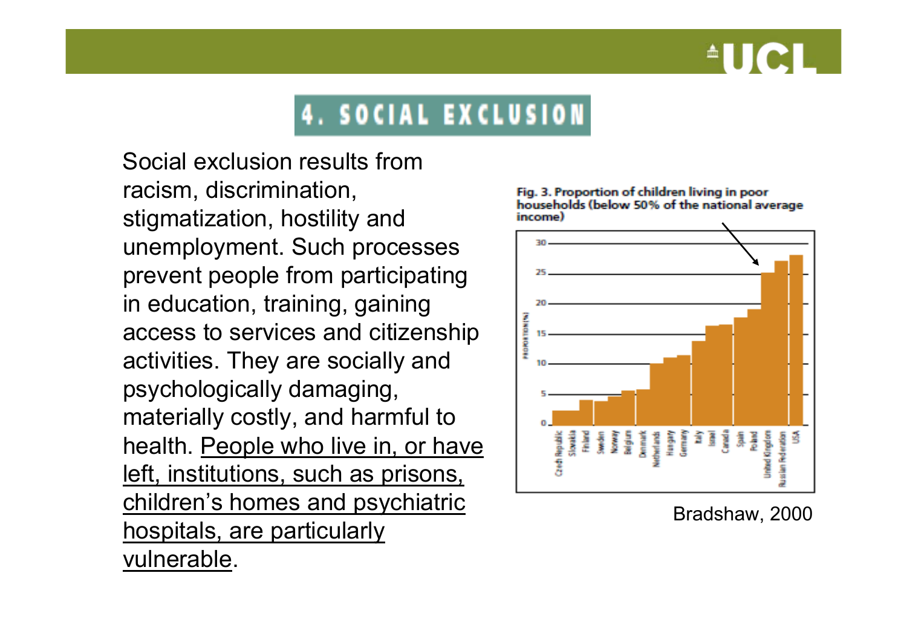# 4. SOCIAL EXCLUSION

Social exclusion results from racism, discrimination, stigmatization, hostility and unemployment. Such processes prevent people from participating in education, training, gaining access to services and citizenship activities. They are socially and psychologically damaging, materially costly, and harmful to health. <u>People who live in, or have left, institutions, such as prisons, children's homes and psychiatric hospitals, are particularly vulnerable</u>.

**Fig. 3. Proportion of children living in poor households (below 50% of the national average income)**

Bradshaw, 2000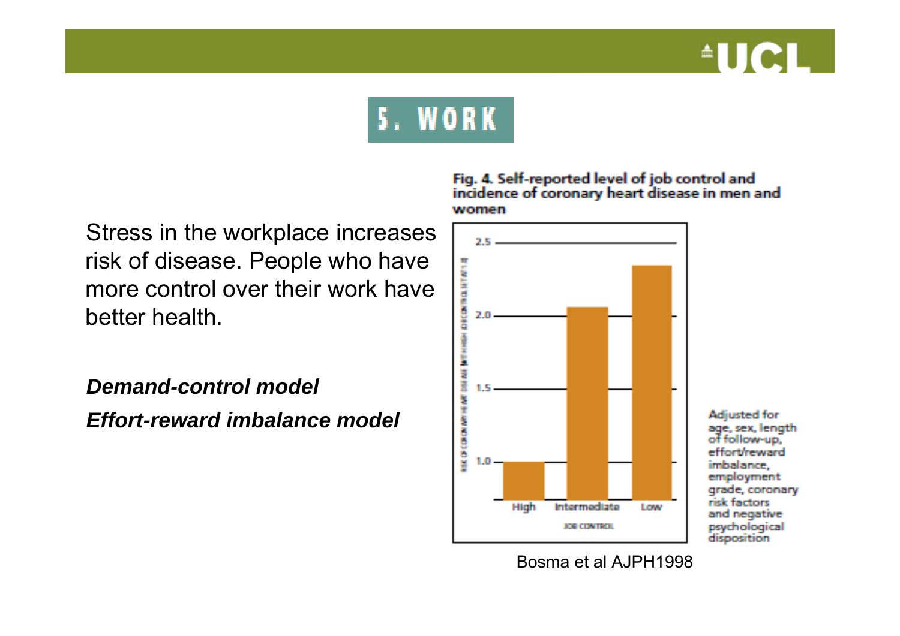# 5. WORK

Stress in the workplace increases risk of disease. People who have more control over their work have better health.

***Demand-control model***

***Effort-reward imbalance model***

**Fig. 4. Self-reported level of job control and incidence of coronary heart disease in men and women**

Adjusted for age, sex, length of follow-up, effort/reward imbalance, employment grade, coronary risk factors and negative psychological disposition

Bosma et al AJPH1998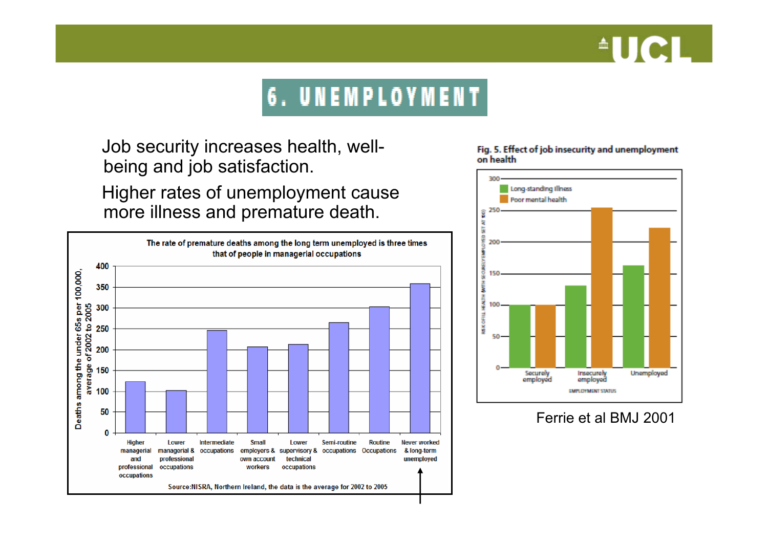# 6. UNEMPLOYMENT

Job security increases health, well-being and job satisfaction.

Higher rates of unemployment cause more illness and premature death.

**The rate of premature deaths among the long term unemployed is three times that of people in managerial occupations**

| Occupation | Deaths among the under 65s per 100,000, average of 2002 to 2005 |
| --- | --- |
| Higher managerial and professional occupations | ~123 |
| Lower managerial & professional occupations | ~101 |
| Intermediate occupations | ~246 |
| Small employers & own account workers | ~207 |
| Lower supervisory & technical occupations | ~212 |
| Semi-routine occupations | ~265 |
| Routine Occupations | ~302 |
| Never worked & long-term unemployed | ~357 |

Source: NISRA, Northern Ireland, the data is the average for 2002 to 2005

**Fig. 5. Effect of job insecurity and unemployment on health**

| Employment status | Long-standing illness | Poor mental health |
| --- | --- | --- |
| Securely employed | 100 | 100 |
| Insecurely employed | ~130 | ~253 |
| Unemployed | ~162 | ~222 |

Risk of ill health (with securely employed set at 100)

Ferrie et al BMJ 2001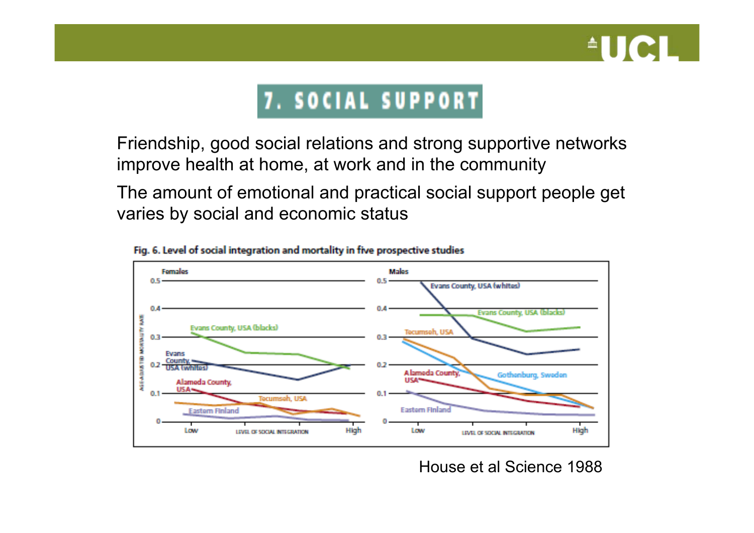# 7. SOCIAL SUPPORT

Friendship, good social relations and strong supportive networks improve health at home, at work and in the community

The amount of emotional and practical social support people get varies by social and economic status

**Fig. 6. Level of social integration and mortality in five prospective studies**

House et al Science 1988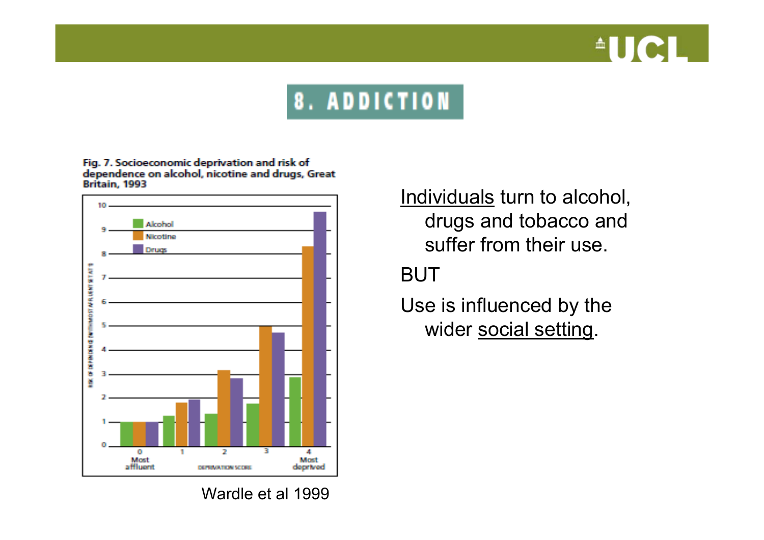# 8. ADDICTION

**Fig. 7. Socioeconomic deprivation and risk of dependence on alcohol, nicotine and drugs, Great Britain, 1993**

Wardle et al 1999

Individuals turn to alcohol, drugs and tobacco and suffer from their use.

BUT

Use is influenced by the wider social setting.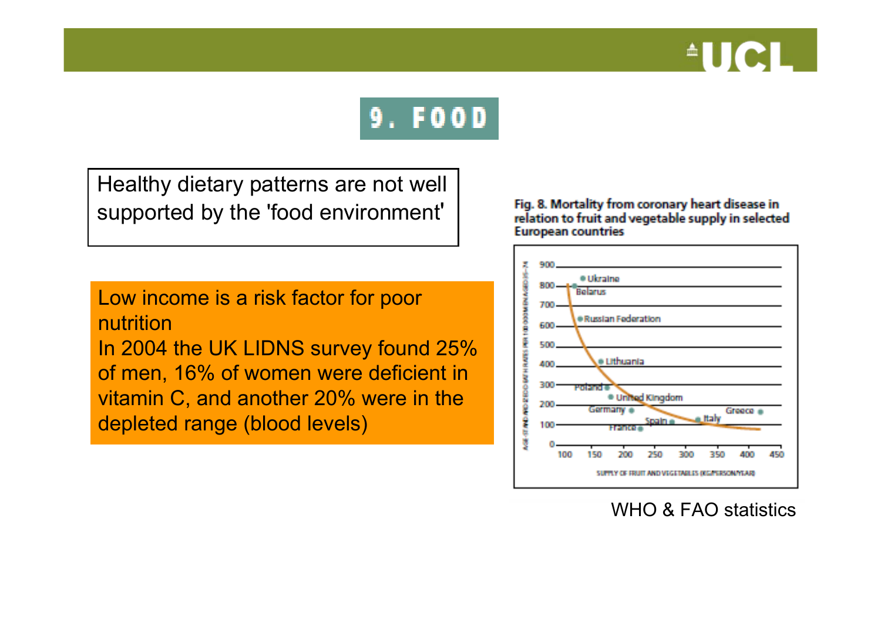# 9. FOOD

Healthy dietary patterns are not well supported by the 'food environment'

Low income is a risk factor for poor nutrition

In 2004 the UK LIDNS survey found 25% of men, 16% of women were deficient in vitamin C, and another 20% were in the depleted range (blood levels)

**Fig. 8. Mortality from coronary heart disease in relation to fruit and vegetable supply in selected European countries**

WHO & FAO statistics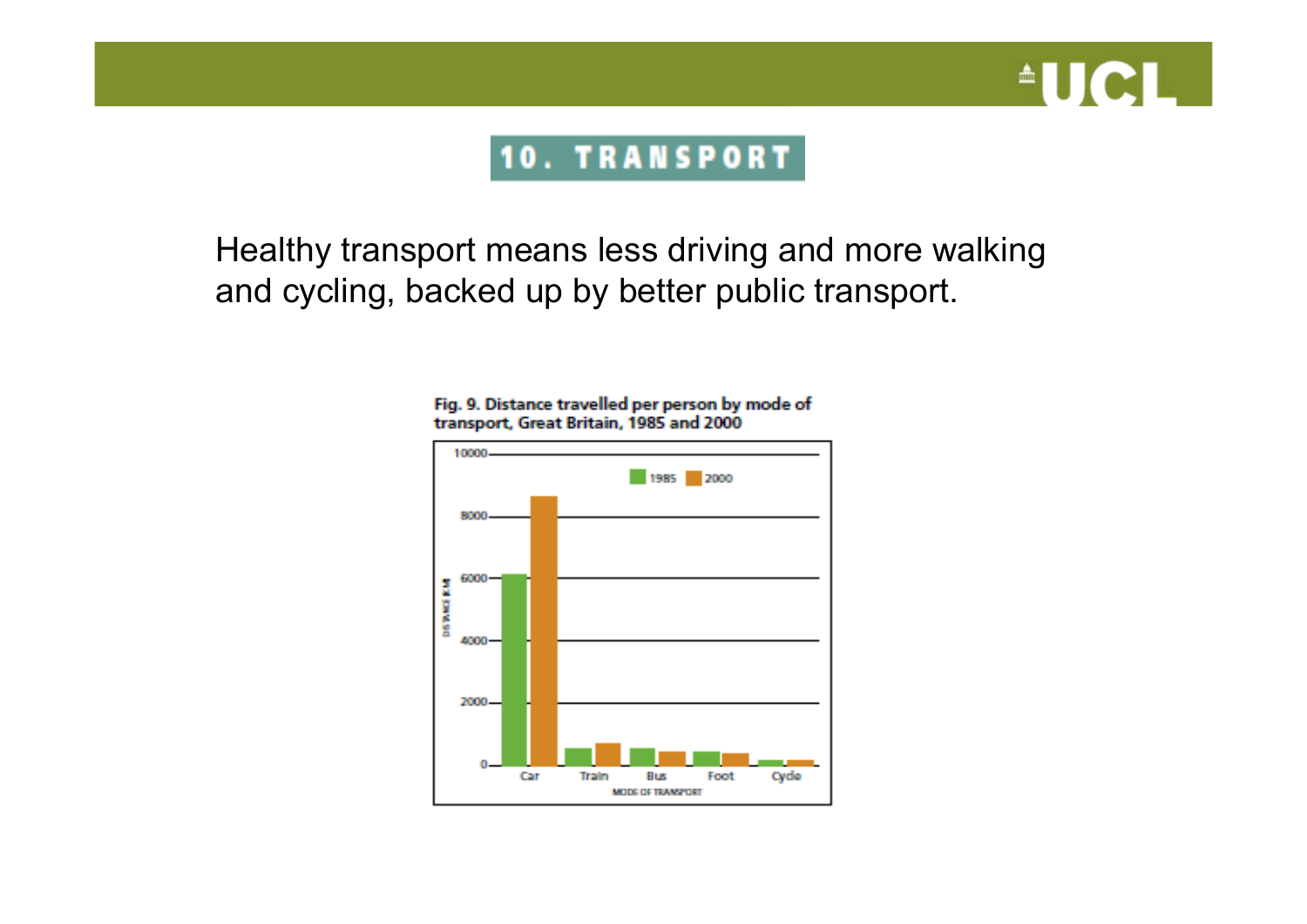# 10. TRANSPORT

Healthy transport means less driving and more walking and cycling, backed up by better public transport.

Fig. 9. Distance travelled per person by mode of transport, Great Britain, 1985 and 2000

10000
8000
6000
4000
2000
0

DISTANCE IN KM

1985 2000

Car Train Bus Foot Cycle

MODE OF TRANSPORT